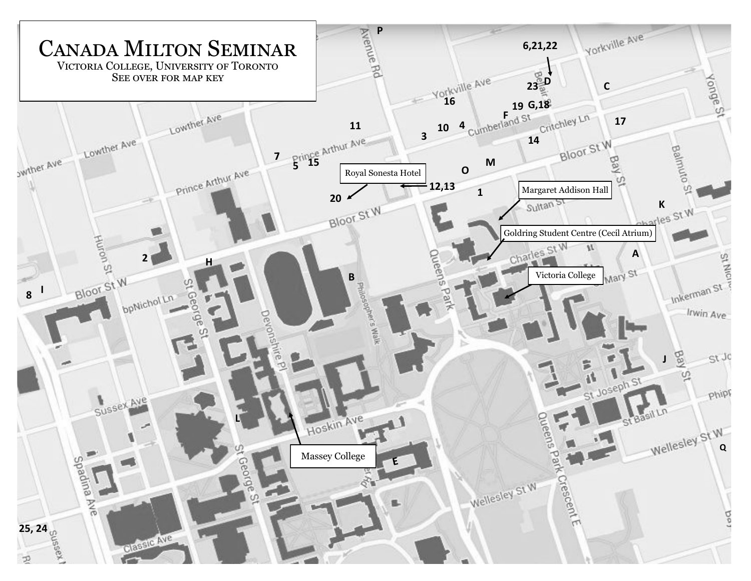# Canada Milton Seminar

Victoria College, University of Toronto

See over for map key

Royal Sonesta Hotel

Margaret Addison Hall

Goldring Student Centre (Cecil Atrium)

Victoria College

Massey College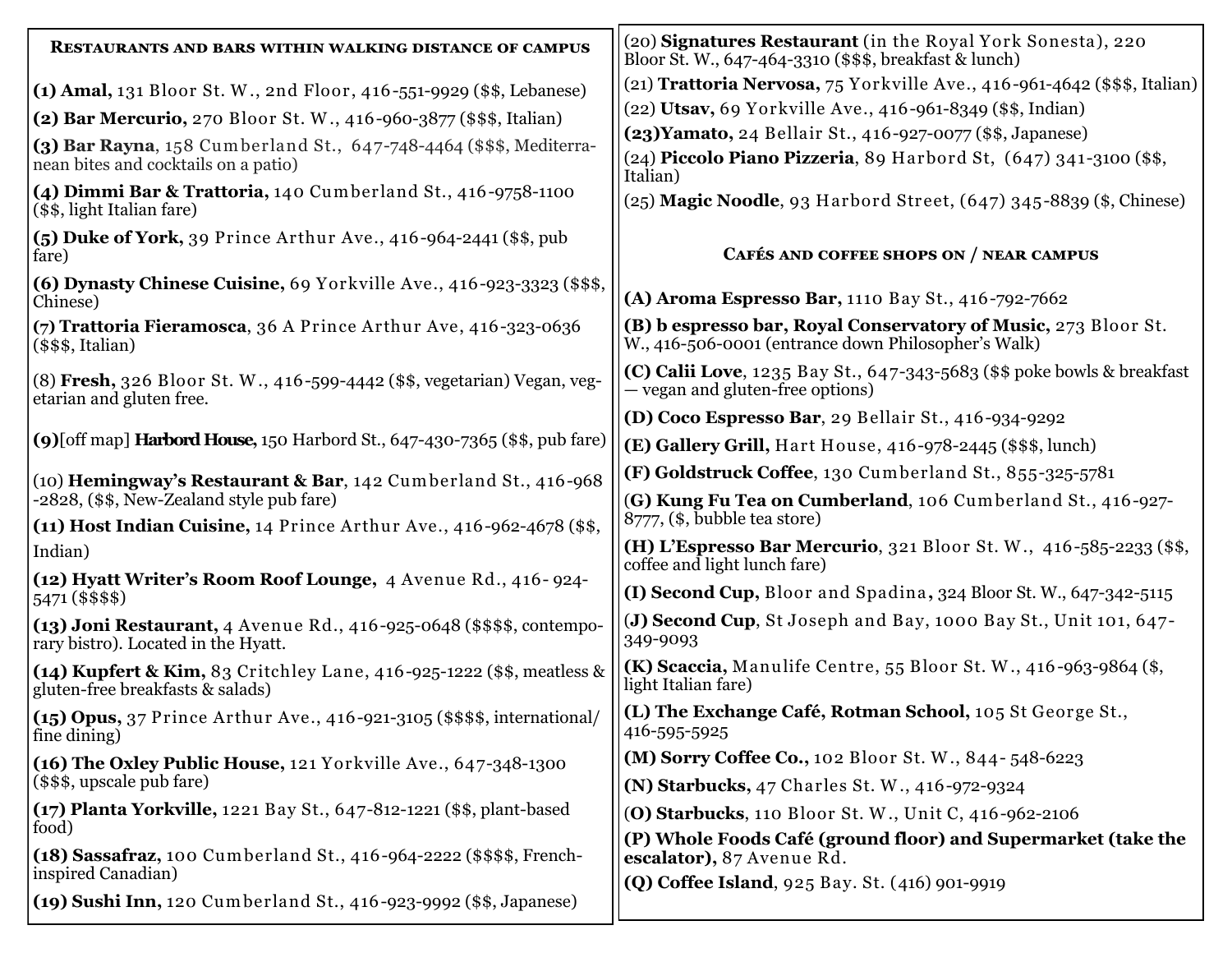## Restaurants and bars within walking distance of campus

**(1) Amal,** 131 Bloor St. W., 2nd Floor, 416-551-9929 ($$, Lebanese)

**(2) Bar Mercurio,** 270 Bloor St. W., 416-960-3877 ($$$, Italian)

**(3) Bar Rayna**, 158 Cumberland St., 647-748-4464 ($$$, Mediterranean bites and cocktails on a patio)

**(4) Dimmi Bar & Trattoria,** 140 Cumberland St., 416-9758-1100 ($$, light Italian fare)

**(5) Duke of York,** 39 Prince Arthur Ave., 416-964-2441 ($$, pub fare)

**(6) Dynasty Chinese Cuisine,** 69 Yorkville Ave., 416-923-3323 ($$$, Chinese)

**(7) Trattoria Fieramosca**, 36 A Prince Arthur Ave, 416-323-0636 ($$$, Italian)

(8) **Fresh,** 326 Bloor St. W., 416-599-4442 ($$, vegetarian) Vegan, vegetarian and gluten free.

**(9)**[off map] **Harbord House,** 150 Harbord St., 647-430-7365 ($$, pub fare)

(10) **Hemingway's Restaurant & Bar**, 142 Cumberland St., 416-968-2828, ($$, New-Zealand style pub fare)

**(11) Host Indian Cuisine,** 14 Prince Arthur Ave., 416-962-4678 ($$, Indian)

**(12) Hyatt Writer's Room Roof Lounge,** 4 Avenue Rd., 416- 924-5471 ($$$$)

**(13) Joni Restaurant,** 4 Avenue Rd., 416-925-0648 ($$$$, contemporary bistro). Located in the Hyatt.

**(14) Kupfert & Kim,** 83 Critchley Lane, 416-925-1222 ($$, meatless & gluten-free breakfasts & salads)

**(15) Opus,** 37 Prince Arthur Ave., 416-921-3105 ($$$$, international/ fine dining)

**(16) The Oxley Public House,** 121 Yorkville Ave., 647-348-1300 ($$$, upscale pub fare)

**(17) Planta Yorkville,** 1221 Bay St., 647-812-1221 ($$, plant-based food)

**(18) Sassafraz,** 100 Cumberland St., 416-964-2222 ($$$$, French-inspired Canadian)

**(19) Sushi Inn,** 120 Cumberland St., 416-923-9992 ($$, Japanese)

(20) **Signatures Restaurant** (in the Royal York Sonesta), 220 Bloor St. W., 647-464-3310 ($$$, breakfast & lunch)

(21) **Trattoria Nervosa,** 75 Yorkville Ave., 416-961-4642 ($$$, Italian)

(22) **Utsav,** 69 Yorkville Ave., 416-961-8349 ($$, Indian)

**(23)Yamato,** 24 Bellair St., 416-927-0077 ($$, Japanese)

(24) **Piccolo Piano Pizzeria**, 89 Harbord St, (647) 341-3100 ($$, Italian)

(25) **Magic Noodle**, 93 Harbord Street, (647) 345-8839 ($, Chinese)

## Cafés and coffee shops on / near campus

**(A) Aroma Espresso Bar,** 1110 Bay St., 416-792-7662

**(B) b espresso bar, Royal Conservatory of Music,** 273 Bloor St. W., 416-506-0001 (entrance down Philosopher's Walk)

**(C) Calii Love**, 1235 Bay St., 647-343-5683 ($$ poke bowls & breakfast — vegan and gluten-free options)

**(D) Coco Espresso Bar**, 29 Bellair St., 416-934-9292

**(E) Gallery Grill,** Hart House, 416-978-2445 ($$$, lunch)

**(F) Goldstruck Coffee**, 130 Cumberland St., 855-325-5781

(**G) Kung Fu Tea on Cumberland**, 106 Cumberland St., 416-927-8777, ($, bubble tea store)

**(H) L'Espresso Bar Mercurio**, 321 Bloor St. W., 416-585-2233 ($$, coffee and light lunch fare)

**(I) Second Cup,** Bloor and Spadina**,** 324 Bloor St. W., 647-342-5115

(**J) Second Cup**, St Joseph and Bay, 1000 Bay St., Unit 101, 647-349-9093

**(K) Scaccia,** Manulife Centre, 55 Bloor St. W., 416-963-9864 ($, light Italian fare)

**(L) The Exchange Café, Rotman School,** 105 St George St., 416-595-5925

**(M) Sorry Coffee Co.,** 102 Bloor St. W., 844- 548-6223

**(N) Starbucks,** 47 Charles St. W., 416-972-9324

(**O) Starbucks**, 110 Bloor St. W., Unit C, 416-962-2106

**(P) Whole Foods Café (ground floor) and Supermarket (take the escalator),** 87 Avenue Rd.

**(Q) Coffee Island**, 925 Bay. St. (416) 901-9919